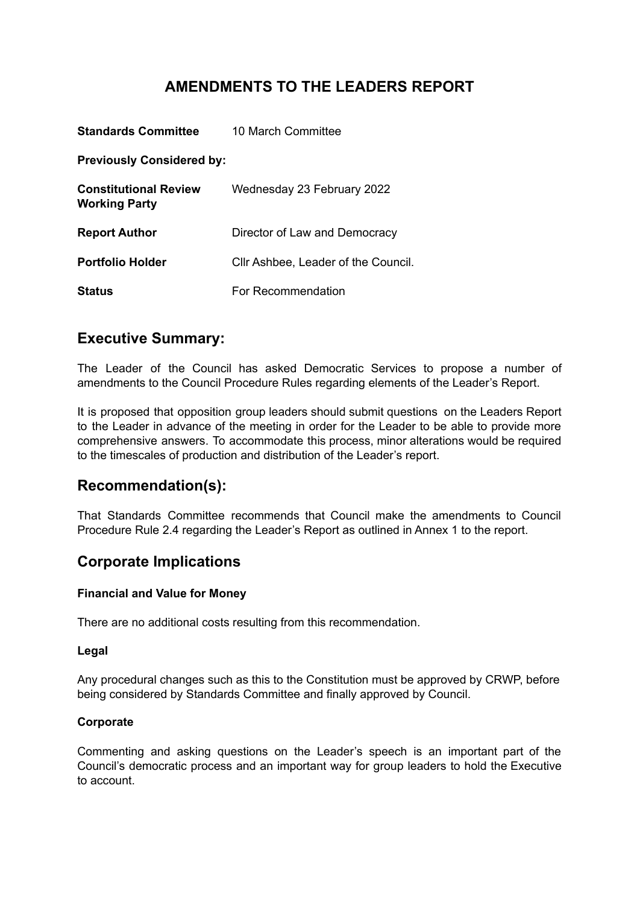# AMENDMENTS TO THE LEADERS REPORT

| | |
|---|---|
| **Standards Committee** | 10 March Committee |
| **Previously Considered by:** | |
| **Constitutional Review Working Party** | Wednesday 23 February 2022 |
| **Report Author** | Director of Law and Democracy |
| **Portfolio Holder** | Cllr Ashbee, Leader of the Council. |
| **Status** | For Recommendation |

## Executive Summary:

The Leader of the Council has asked Democratic Services to propose a number of amendments to the Council Procedure Rules regarding elements of the Leader's Report.

It is proposed that opposition group leaders should submit questions on the Leaders Report to the Leader in advance of the meeting in order for the Leader to be able to provide more comprehensive answers. To accommodate this process, minor alterations would be required to the timescales of production and distribution of the Leader's report.

## Recommendation(s):

That Standards Committee recommends that Council make the amendments to Council Procedure Rule 2.4 regarding the Leader's Report as outlined in Annex 1 to the report.

## Corporate Implications

### Financial and Value for Money

There are no additional costs resulting from this recommendation.

### Legal

Any procedural changes such as this to the Constitution must be approved by CRWP, before being considered by Standards Committee and finally approved by Council.

### Corporate

Commenting and asking questions on the Leader's speech is an important part of the Council's democratic process and an important way for group leaders to hold the Executive to account.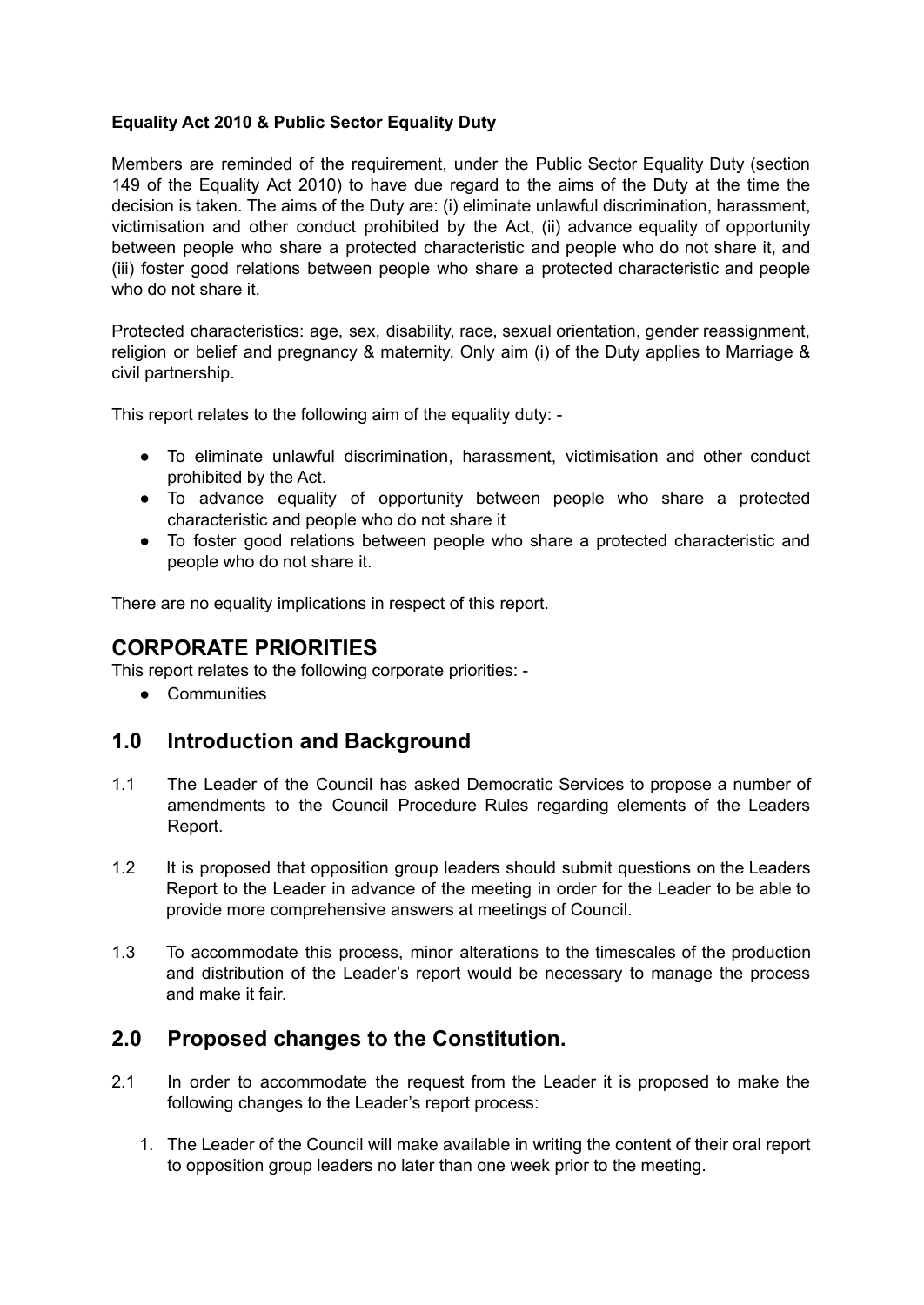**Equality Act 2010 & Public Sector Equality Duty**

Members are reminded of the requirement, under the Public Sector Equality Duty (section 149 of the Equality Act 2010) to have due regard to the aims of the Duty at the time the decision is taken. The aims of the Duty are: (i) eliminate unlawful discrimination, harassment, victimisation and other conduct prohibited by the Act, (ii) advance equality of opportunity between people who share a protected characteristic and people who do not share it, and (iii) foster good relations between people who share a protected characteristic and people who do not share it.

Protected characteristics: age, sex, disability, race, sexual orientation, gender reassignment, religion or belief and pregnancy & maternity. Only aim (i) of the Duty applies to Marriage & civil partnership.

This report relates to the following aim of the equality duty: -

- To eliminate unlawful discrimination, harassment, victimisation and other conduct prohibited by the Act.
- To advance equality of opportunity between people who share a protected characteristic and people who do not share it
- To foster good relations between people who share a protected characteristic and people who do not share it.

There are no equality implications in respect of this report.

## CORPORATE PRIORITIES

This report relates to the following corporate priorities: -

- Communities

## 1.0 Introduction and Background

1.1 The Leader of the Council has asked Democratic Services to propose a number of amendments to the Council Procedure Rules regarding elements of the Leaders Report.

1.2 It is proposed that opposition group leaders should submit questions on the Leaders Report to the Leader in advance of the meeting in order for the Leader to be able to provide more comprehensive answers at meetings of Council.

1.3 To accommodate this process, minor alterations to the timescales of the production and distribution of the Leader's report would be necessary to manage the process and make it fair.

## 2.0 Proposed changes to the Constitution.

2.1 In order to accommodate the request from the Leader it is proposed to make the following changes to the Leader's report process:

1. The Leader of the Council will make available in writing the content of their oral report to opposition group leaders no later than one week prior to the meeting.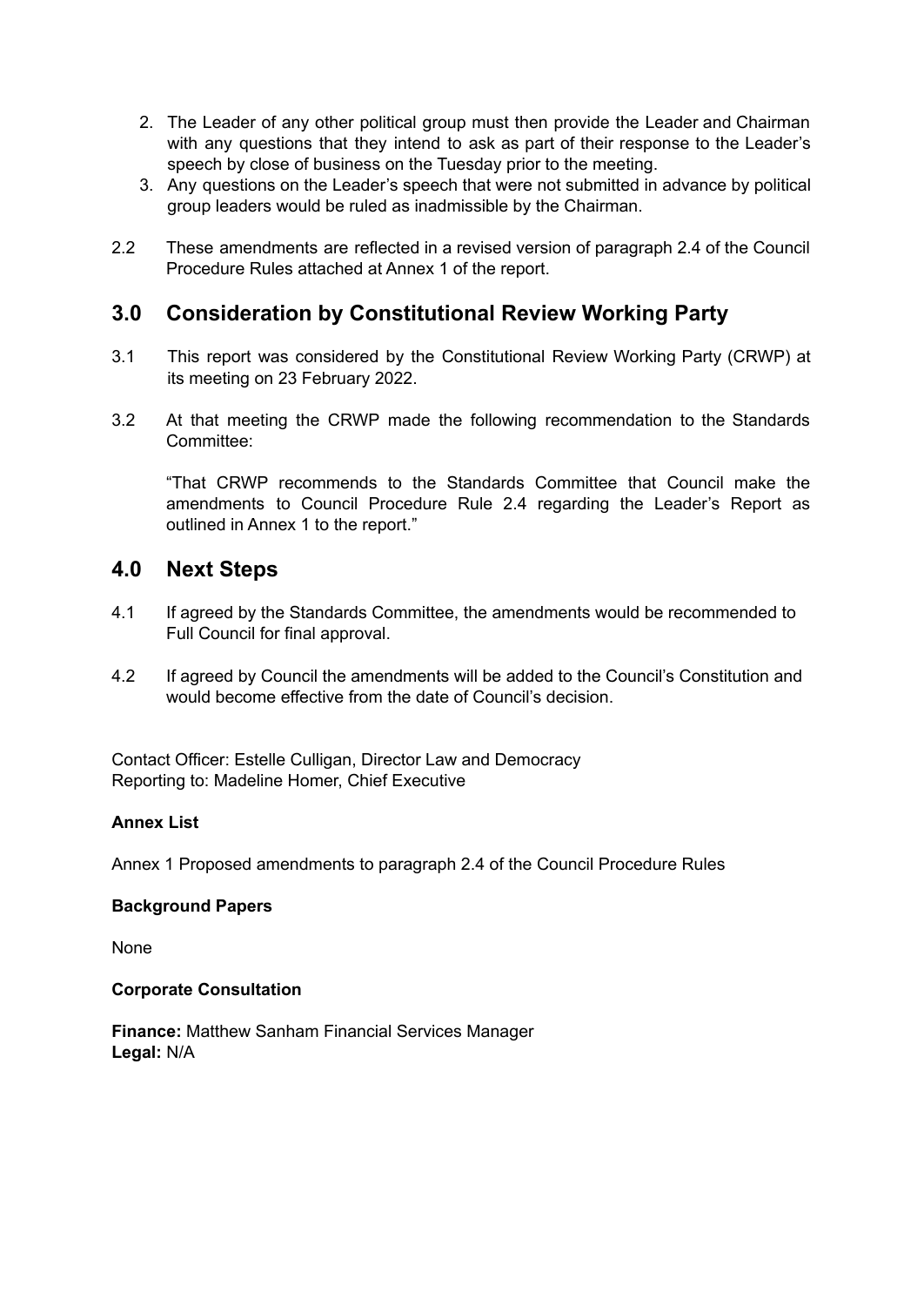2. The Leader of any other political group must then provide the Leader and Chairman with any questions that they intend to ask as part of their response to the Leader's speech by close of business on the Tuesday prior to the meeting.
3. Any questions on the Leader's speech that were not submitted in advance by political group leaders would be ruled as inadmissible by the Chairman.

2.2 These amendments are reflected in a revised version of paragraph 2.4 of the Council Procedure Rules attached at Annex 1 of the report.

## 3.0 Consideration by Constitutional Review Working Party

3.1 This report was considered by the Constitutional Review Working Party (CRWP) at its meeting on 23 February 2022.

3.2 At that meeting the CRWP made the following recommendation to the Standards Committee:

"That CRWP recommends to the Standards Committee that Council make the amendments to Council Procedure Rule 2.4 regarding the Leader's Report as outlined in Annex 1 to the report."

## 4.0 Next Steps

4.1 If agreed by the Standards Committee, the amendments would be recommended to Full Council for final approval.

4.2 If agreed by Council the amendments will be added to the Council's Constitution and would become effective from the date of Council's decision.

Contact Officer: Estelle Culligan, Director Law and Democracy
Reporting to: Madeline Homer, Chief Executive

**Annex List**

Annex 1 Proposed amendments to paragraph 2.4 of the Council Procedure Rules

**Background Papers**

None

**Corporate Consultation**

**Finance:** Matthew Sanham Financial Services Manager
**Legal:** N/A